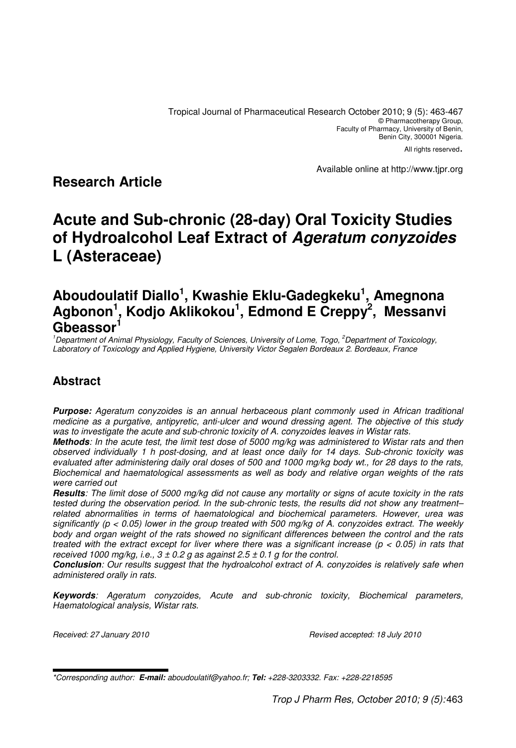Tropical Journal of Pharmaceutical Research October 2010; 9 (5): 463-467
© Pharmacotherapy Group,
Faculty of Pharmacy, University of Benin,
Benin City, 300001 Nigeria.
All rights reserved.

Available online at http://www.tjpr.org

**Research Article**

# Acute and Sub-chronic (28-day) Oral Toxicity Studies of Hydroalcohol Leaf Extract of *Ageratum conyzoides* L (Asteraceae)

**Aboudoulatif Diallo[1], Kwashie Eklu-Gadegkeku[1], Amegnona Agbonon[1], Kodjo Aklikokou[1], Edmond E Creppy[2], Messanvi Gbeassor[1]**

*[1]Department of Animal Physiology, Faculty of Sciences, University of Lome, Togo, [2]Department of Toxicology, Laboratory of Toxicology and Applied Hygiene, University Victor Segalen Bordeaux 2. Bordeaux, France*

## Abstract

***Purpose:*** *Ageratum conyzoides is an annual herbaceous plant commonly used in African traditional medicine as a purgative, antipyretic, anti-ulcer and wound dressing agent. The objective of this study was to investigate the acute and sub-chronic toxicity of A. conyzoides leaves in Wistar rats.*

***Methods****: In the acute test, the limit test dose of 5000 mg/kg was administered to Wistar rats and then observed individually 1 h post-dosing, and at least once daily for 14 days. Sub-chronic toxicity was evaluated after administering daily oral doses of 500 and 1000 mg/kg body wt., for 28 days to the rats, Biochemical and haematological assessments as well as body and relative organ weights of the rats were carried out*

***Results****: The limit dose of 5000 mg/kg did not cause any mortality or signs of acute toxicity in the rats tested during the observation period. In the sub-chronic tests, the results did not show any treatment–related abnormalities in terms of haematological and biochemical parameters. However, urea was significantly ($p < 0.05$) lower in the group treated with 500 mg/kg of A. conyzoides extract. The weekly body and organ weight of the rats showed no significant differences between the control and the rats treated with the extract except for liver where there was a significant increase ($p < 0.05$) in rats that received 1000 mg/kg, i.e., $3 \pm 0.2$ g as against $2.5 \pm 0.1$ g for the control.*

***Conclusion****: Our results suggest that the hydroalcohol extract of A. conyzoides is relatively safe when administered orally in rats.*

***Keywords****: Ageratum conyzoides, Acute and sub-chronic toxicity, Biochemical parameters, Haematological analysis, Wistar rats.*

*Received: 27 January 2010* *Revised accepted: 18 July 2010*

*\*Corresponding author: **E-mail:** aboudoulatif@yahoo.fr; **Tel:** +228-3203332. Fax: +228-2218595*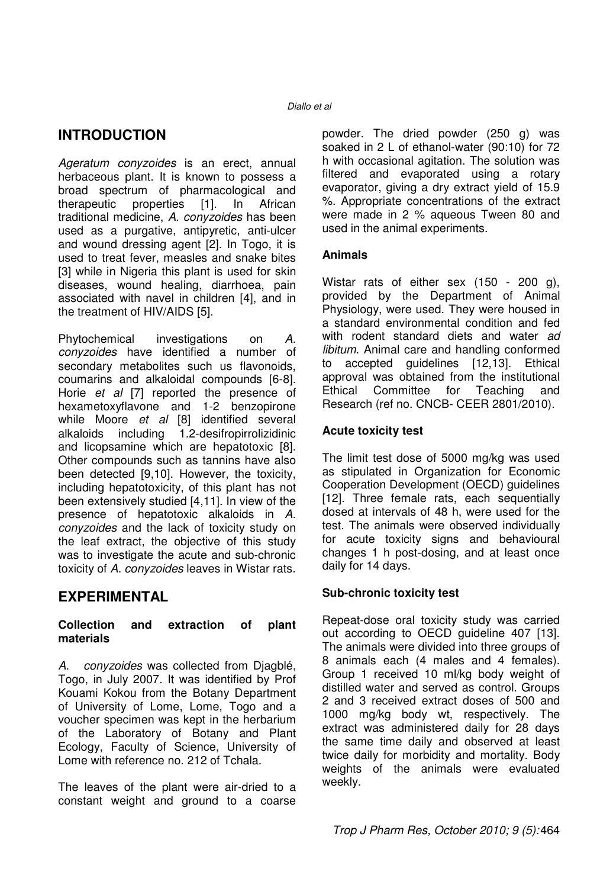## INTRODUCTION

*Ageratum conyzoides* is an erect, annual herbaceous plant. It is known to possess a broad spectrum of pharmacological and therapeutic properties [1]. In African traditional medicine, *A. conyzoides* has been used as a purgative, antipyretic, anti-ulcer and wound dressing agent [2]. In Togo, it is used to treat fever, measles and snake bites [3] while in Nigeria this plant is used for skin diseases, wound healing, diarrhoea, pain associated with navel in children [4], and in the treatment of HIV/AIDS [5].

Phytochemical investigations on *A. conyzoides* have identified a number of secondary metabolites such us flavonoids, coumarins and alkaloidal compounds [6-8]. Horie *et al* [7] reported the presence of hexametoxyflavone and 1-2 benzopirone while Moore *et al* [8] identified several alkaloids including 1.2-desifropirrolizidinic and licopsamine which are hepatotoxic [8]. Other compounds such as tannins have also been detected [9,10]. However, the toxicity, including hepatotoxicity, of this plant has not been extensively studied [4,11]. In view of the presence of hepatotoxic alkaloids in *A. conyzoides* and the lack of toxicity study on the leaf extract, the objective of this study was to investigate the acute and sub-chronic toxicity of *A. conyzoides* leaves in Wistar rats.

## EXPERIMENTAL

### Collection and extraction of plant materials

*A. conyzoides* was collected from Djagblé, Togo, in July 2007. It was identified by Prof Kouami Kokou from the Botany Department of University of Lome, Lome, Togo and a voucher specimen was kept in the herbarium of the Laboratory of Botany and Plant Ecology, Faculty of Science, University of Lome with reference no. 212 of Tchala.

The leaves of the plant were air-dried to a constant weight and ground to a coarse powder. The dried powder (250 g) was soaked in 2 L of ethanol-water (90:10) for 72 h with occasional agitation. The solution was filtered and evaporated using a rotary evaporator, giving a dry extract yield of 15.9 %. Appropriate concentrations of the extract were made in 2 % aqueous Tween 80 and used in the animal experiments.

### Animals

Wistar rats of either sex (150 - 200 g), provided by the Department of Animal Physiology, were used. They were housed in a standard environmental condition and fed with rodent standard diets and water *ad libitum*. Animal care and handling conformed to accepted guidelines [12,13]. Ethical approval was obtained from the institutional Ethical Committee for Teaching and Research (ref no. CNCB- CEER 2801/2010).

### Acute toxicity test

The limit test dose of 5000 mg/kg was used as stipulated in Organization for Economic Cooperation Development (OECD) guidelines [12]. Three female rats, each sequentially dosed at intervals of 48 h, were used for the test. The animals were observed individually for acute toxicity signs and behavioural changes 1 h post-dosing, and at least once daily for 14 days.

### Sub-chronic toxicity test

Repeat-dose oral toxicity study was carried out according to OECD guideline 407 [13]. The animals were divided into three groups of 8 animals each (4 males and 4 females). Group 1 received 10 ml/kg body weight of distilled water and served as control. Groups 2 and 3 received extract doses of 500 and 1000 mg/kg body wt, respectively. The extract was administered daily for 28 days the same time daily and observed at least twice daily for morbidity and mortality. Body weights of the animals were evaluated weekly.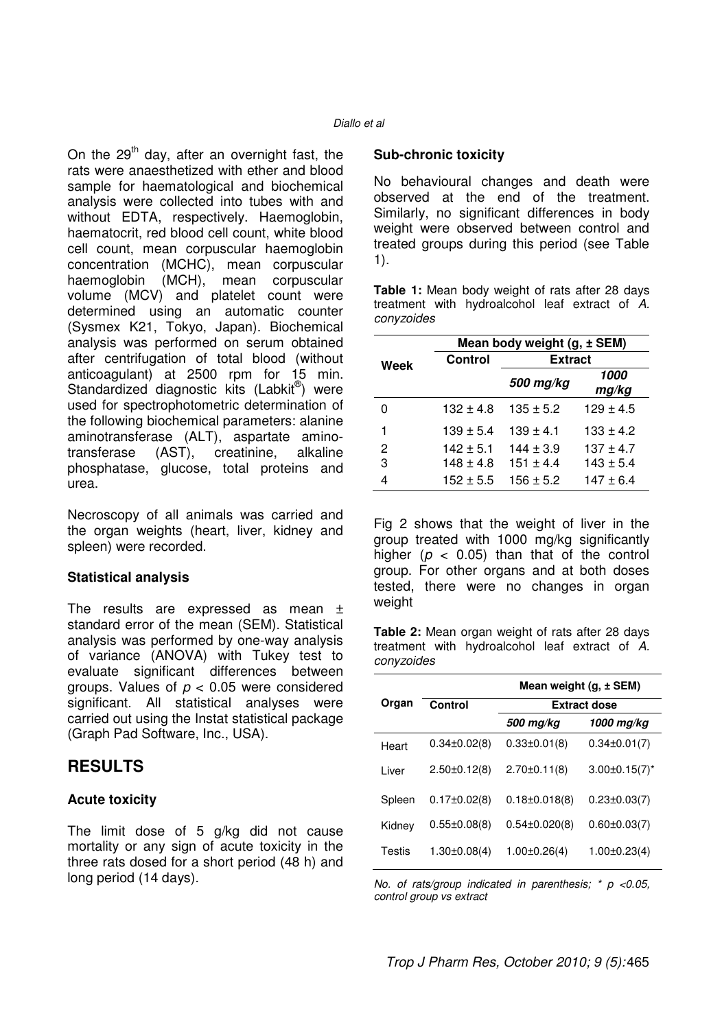On the 29th day, after an overnight fast, the rats were anaesthetized with ether and blood sample for haematological and biochemical analysis were collected into tubes with and without EDTA, respectively. Haemoglobin, haematocrit, red blood cell count, white blood cell count, mean corpuscular haemoglobin concentration (MCHC), mean corpuscular haemoglobin (MCH), mean corpuscular volume (MCV) and platelet count were determined using an automatic counter (Sysmex K21, Tokyo, Japan). Biochemical analysis was performed on serum obtained after centrifugation of total blood (without anticoagulant) at 2500 rpm for 15 min. Standardized diagnostic kits (Labkit®) were used for spectrophotometric determination of the following biochemical parameters: alanine aminotransferase (ALT), aspartate amino-transferase (AST), creatinine, alkaline phosphatase, glucose, total proteins and urea.

Necroscopy of all animals was carried and the organ weights (heart, liver, kidney and spleen) were recorded.

### Statistical analysis

The results are expressed as mean ± standard error of the mean (SEM). Statistical analysis was performed by one-way analysis of variance (ANOVA) with Tukey test to evaluate significant differences between groups. Values of $p < 0.05$ were considered significant. All statistical analyses were carried out using the Instat statistical package (Graph Pad Software, Inc., USA).

## RESULTS

### Acute toxicity

The limit dose of 5 g/kg did not cause mortality or any sign of acute toxicity in the three rats dosed for a short period (48 h) and long period (14 days).

### Sub-chronic toxicity

No behavioural changes and death were observed at the end of the treatment. Similarly, no significant differences in body weight were observed between control and treated groups during this period (see Table 1).

**Table 1:** Mean body weight of rats after 28 days treatment with hydroalcohol leaf extract of *A. conyzoides*

| Week | Mean body weight (g, ± SEM) | | |
|---|---|---|---|
| | Control | Extract | |
| | | *500 mg/kg* | *1000 mg/kg* |
| 0 | 132 ± 4.8 | 135 ± 5.2 | 129 ± 4.5 |
| 1 | 139 ± 5.4 | 139 ± 4.1 | 133 ± 4.2 |
| 2 | 142 ± 5.1 | 144 ± 3.9 | 137 ± 4.7 |
| 3 | 148 ± 4.8 | 151 ± 4.4 | 143 ± 5.4 |
| 4 | 152 ± 5.5 | 156 ± 5.2 | 147 ± 6.4 |

Fig 2 shows that the weight of liver in the group treated with 1000 mg/kg significantly higher ($p < 0.05$) than that of the control group. For other organs and at both doses tested, there were no changes in organ weight

**Table 2:** Mean organ weight of rats after 28 days treatment with hydroalcohol leaf extract of *A. conyzoides*

| Organ | Mean weight (g, ± SEM) | | |
|---|---|---|---|
| | Control | Extract dose | |
| | | *500 mg/kg* | *1000 mg/kg* |
| Heart | 0.34±0.02(8) | 0.33±0.01(8) | 0.34±0.01(7) |
| Liver | 2.50±0.12(8) | 2.70±0.11(8) | 3.00±0.15(7)* |
| Spleen | 0.17±0.02(8) | 0.18±0.018(8) | 0.23±0.03(7) |
| Kidney | 0.55±0.08(8) | 0.54±0.020(8) | 0.60±0.03(7) |
| Testis | 1.30±0.08(4) | 1.00±0.26(4) | 1.00±0.23(4) |

*No. of rats/group indicated in parenthesis; * p <0.05, control group vs extract*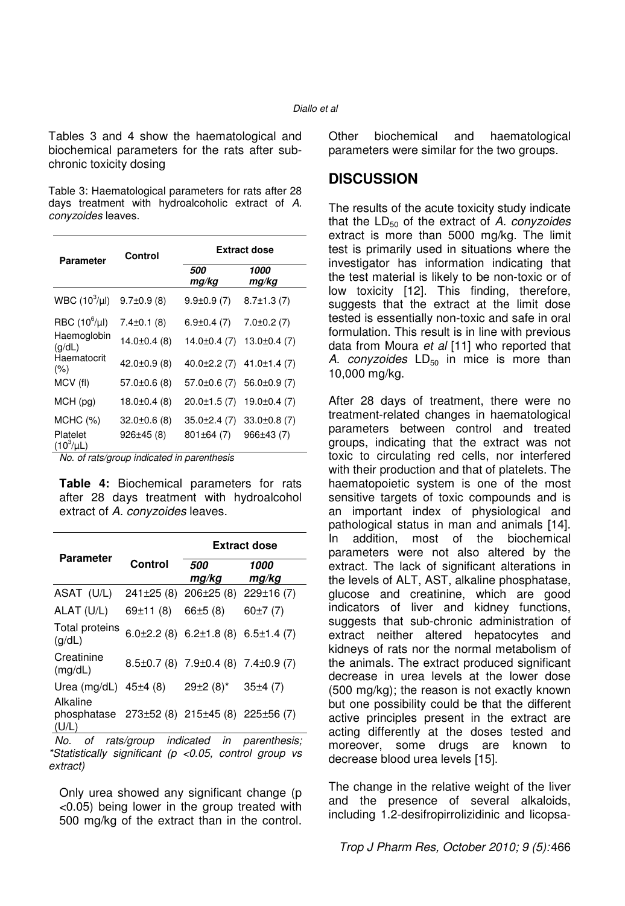Tables 3 and 4 show the haematological and biochemical parameters for the rats after sub-chronic toxicity dosing

Table 3: Haematological parameters for rats after 28 days treatment with hydroalcoholic extract of *A. conyzoides* leaves.

| Parameter | Control | Extract dose | |
|---|---|---|---|
| | | *500 mg/kg* | *1000 mg/kg* |
| WBC ($10^3$/µl) | 9.7±0.9 (8) | 9.9±0.9 (7) | 8.7±1.3 (7) |
| RBC ($10^6$/µl) | 7.4±0.1 (8) | 6.9±0.4 (7) | 7.0±0.2 (7) |
| Haemoglobin (g/dL) | 14.0±0.4 (8) | 14.0±0.4 (7) | 13.0±0.4 (7) |
| Haematocrit (%) | 42.0±0.9 (8) | 40.0±2.2 (7) | 41.0±1.4 (7) |
| MCV (fl) | 57.0±0.6 (8) | 57.0±0.6 (7) | 56.0±0.9 (7) |
| MCH (pg) | 18.0±0.4 (8) | 20.0±1.5 (7) | 19.0±0.4 (7) |
| MCHC (%) | 32.0±0.6 (8) | 35.0±2.4 (7) | 33.0±0.8 (7) |
| Platelet ($10^3$/µL) | 926±45 (8) | 801±64 (7) | 966±43 (7) |

*No. of rats/group indicated in parenthesis*

**Table 4:** Biochemical parameters for rats after 28 days treatment with hydroalcohol extract of *A. conyzoides* leaves.

| Parameter | Control | Extract dose | |
|---|---|---|---|
| | | *500 mg/kg* | *1000 mg/kg* |
| ASAT (U/L) | 241±25 (8) | 206±25 (8) | 229±16 (7) |
| ALAT (U/L) | 69±11 (8) | 66±5 (8) | 60±7 (7) |
| Total proteins (g/dL) | 6.0±2.2 (8) | 6.2±1.8 (8) | 6.5±1.4 (7) |
| Creatinine (mg/dL) | 8.5±0.7 (8) | 7.9±0.4 (8) | 7.4±0.9 (7) |
| Urea (mg/dL) | 45±4 (8) | 29±2 (8)* | 35±4 (7) |
| Alkaline phosphatase (U/L) | 273±52 (8) | 215±45 (8) | 225±56 (7) |

*No. of rats/group indicated in parenthesis; \*Statistically significant ($p$ <0.05, control group vs extract)*

Only urea showed any significant change ($p$ <0.05) being lower in the group treated with 500 mg/kg of the extract than in the control. Other biochemical and haematological parameters were similar for the two groups.

## DISCUSSION

The results of the acute toxicity study indicate that the $LD_{50}$ of the extract of *A. conyzoides* extract is more than 5000 mg/kg. The limit test is primarily used in situations where the investigator has information indicating that the test material is likely to be non-toxic or of low toxicity [12]. This finding, therefore, suggests that the extract at the limit dose tested is essentially non-toxic and safe in oral formulation. This result is in line with previous data from Moura *et al* [11] who reported that *A. conyzoides* $LD_{50}$ in mice is more than 10,000 mg/kg.

After 28 days of treatment, there were no treatment-related changes in haematological parameters between control and treated groups, indicating that the extract was not toxic to circulating red cells, nor interfered with their production and that of platelets. The haematopoietic system is one of the most sensitive targets of toxic compounds and is an important index of physiological and pathological status in man and animals [14]. In addition, most of the biochemical parameters were not also altered by the extract. The lack of significant alterations in the levels of ALT, AST, alkaline phosphatase, glucose and creatinine, which are good indicators of liver and kidney functions, suggests that sub-chronic administration of extract neither altered hepatocytes and kidneys of rats nor the normal metabolism of the animals. The extract produced significant decrease in urea levels at the lower dose (500 mg/kg); the reason is not exactly known but one possibility could be that the different active principles present in the extract are acting differently at the doses tested and moreover, some drugs are known to decrease blood urea levels [15].

The change in the relative weight of the liver and the presence of several alkaloids, including 1.2-desifropirrolizidinic and licopsa-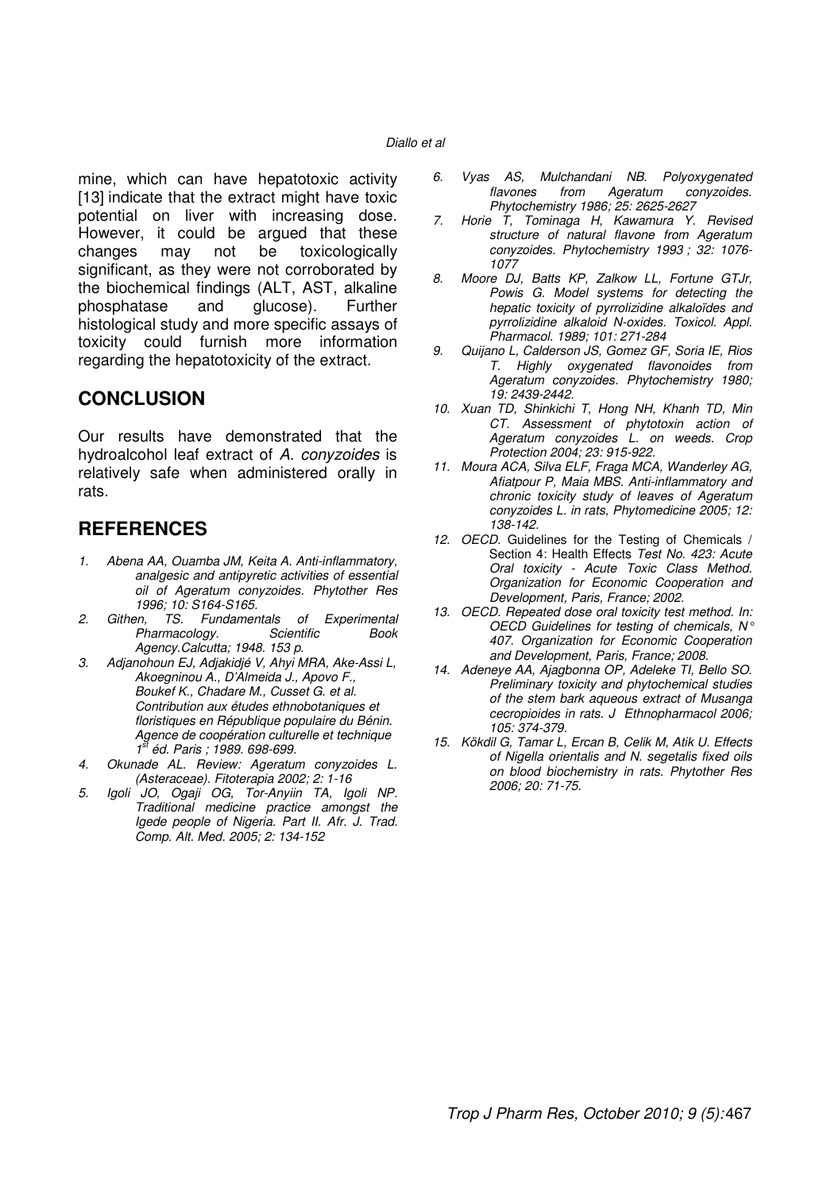mine, which can have hepatotoxic activity [13] indicate that the extract might have toxic potential on liver with increasing dose. However, it could be argued that these changes may not be toxicologically significant, as they were not corroborated by the biochemical findings (ALT, AST, alkaline phosphatase and glucose). Further histological study and more specific assays of toxicity could furnish more information regarding the hepatotoxicity of the extract.

## CONCLUSION

Our results have demonstrated that the hydroalcohol leaf extract of *A. conyzoides* is relatively safe when administered orally in rats.

## REFERENCES

1. *Abena AA, Ouamba JM, Keita A. Anti-inflammatory, analgesic and antipyretic activities of essential oil of Ageratum conyzoides. Phytother Res 1996; 10: S164-S165.*
2. *Githen, TS. Fundamentals of Experimental Pharmacology. Scientific Book Agency.Calcutta; 1948. 153 p.*
3. *Adjanohoun EJ, Adjakidjé V, Ahyi MRA, Ake-Assi L, Akoegninou A., D'Almeida J., Apovo F., Boukef K., Chadare M., Cusset G. et al. Contribution aux études ethnobotaniques et floristiques en République populaire du Bénin. Agence de coopération culturelle et technique 1st éd. Paris ; 1989. 698-699.*
4. *Okunade AL. Review: Ageratum conyzoides L. (Asteraceae). Fitoterapia 2002; 2: 1-16*
5. *Igoli JO, Ogaji OG, Tor-Anyiin TA, Igoli NP. Traditional medicine practice amongst the Igede people of Nigeria. Part II. Afr. J. Trad. Comp. Alt. Med. 2005; 2: 134-152*
6. *Vyas AS, Mulchandani NB. Polyoxygenated flavones from Ageratum conyzoides. Phytochemistry 1986; 25: 2625-2627*
7. *Horie T, Tominaga H, Kawamura Y. Revised structure of natural flavone from Ageratum conyzoides. Phytochemistry 1993 ; 32: 1076-1077*
8. *Moore DJ, Batts KP, Zalkow LL, Fortune GTJr, Powis G. Model systems for detecting the hepatic toxicity of pyrrolizidine alkaloïdes and pyrrolizidine alkaloid N-oxides. Toxicol. Appl. Pharmacol. 1989; 101: 271-284*
9. *Quijano L, Calderson JS, Gomez GF, Soria IE, Rios T. Highly oxygenated flavonoides from Ageratum conyzoides. Phytochemistry 1980; 19: 2439-2442.*
10. *Xuan TD, Shinkichi T, Hong NH, Khanh TD, Min CT. Assessment of phytotoxin action of Ageratum conyzoides L. on weeds. Crop Protection 2004; 23: 915-922.*
11. *Moura ACA, Silva ELF, Fraga MCA, Wanderley AG, Afiatpour P, Maia MBS. Anti-inflammatory and chronic toxicity study of leaves of Ageratum conyzoides L. in rats, Phytomedicine 2005; 12: 138-142.*
12. *OECD.* Guidelines for the Testing of Chemicals / Section 4: Health Effects *Test No. 423: Acute Oral toxicity - Acute Toxic Class Method. Organization for Economic Cooperation and Development, Paris, France; 2002.*
13. *OECD. Repeated dose oral toxicity test method. In: OECD Guidelines for testing of chemicals, N° 407. Organization for Economic Cooperation and Development, Paris, France; 2008.*
14. *Adeneye AA, Ajagbonna OP, Adeleke TI, Bello SO. Preliminary toxicity and phytochemical studies of the stem bark aqueous extract of Musanga cecropioides in rats. J Ethnopharmacol 2006; 105: 374-379.*
15. *Kökdil G, Tamar L, Ercan B, Celik M, Atik U. Effects of Nigella orientalis and N. segetalis fixed oils on blood biochemistry in rats. Phytother Res 2006; 20: 71-75.*